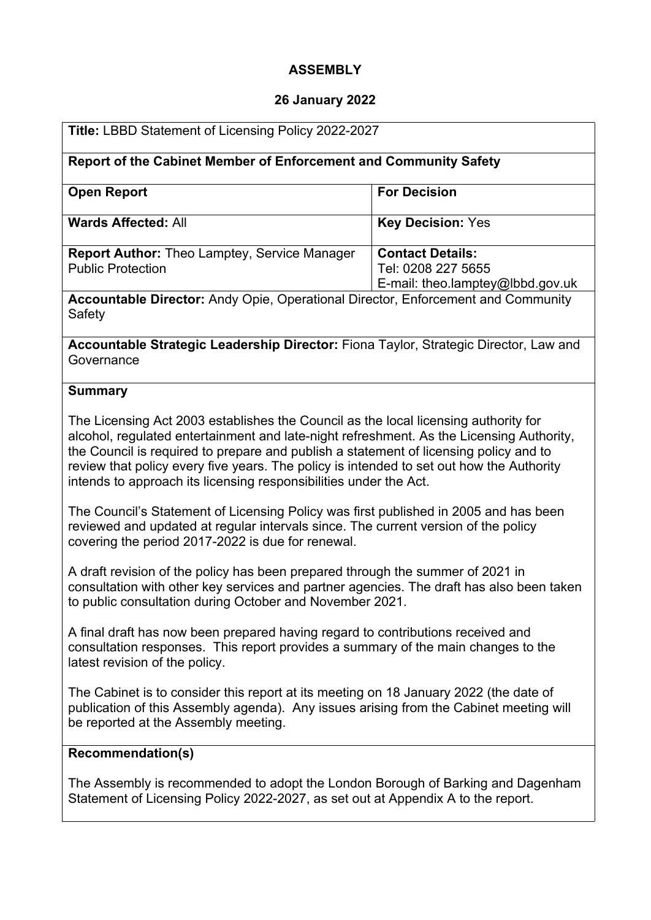# ASSEMBLY

## 26 January 2022

| **Title:** LBBD Statement of Licensing Policy 2022-2027 | |
|---|---|
| **Report of the Cabinet Member of Enforcement and Community Safety** | |
| **Open Report** | **For Decision** |
| **Wards Affected:** All | **Key Decision:** Yes |
| **Report Author:** Theo Lamptey, Service Manager Public Protection | **Contact Details:** Tel: 0208 227 5655 E-mail: theo.lamptey@lbbd.gov.uk |
| **Accountable Director:** Andy Opie, Operational Director, Enforcement and Community Safety | |
| **Accountable Strategic Leadership Director:** Fiona Taylor, Strategic Director, Law and Governance | |

**Summary**

The Licensing Act 2003 establishes the Council as the local licensing authority for alcohol, regulated entertainment and late-night refreshment. As the Licensing Authority, the Council is required to prepare and publish a statement of licensing policy and to review that policy every five years. The policy is intended to set out how the Authority intends to approach its licensing responsibilities under the Act.

The Council's Statement of Licensing Policy was first published in 2005 and has been reviewed and updated at regular intervals since. The current version of the policy covering the period 2017-2022 is due for renewal.

A draft revision of the policy has been prepared through the summer of 2021 in consultation with other key services and partner agencies. The draft has also been taken to public consultation during October and November 2021.

A final draft has now been prepared having regard to contributions received and consultation responses. This report provides a summary of the main changes to the latest revision of the policy.

The Cabinet is to consider this report at its meeting on 18 January 2022 (the date of publication of this Assembly agenda). Any issues arising from the Cabinet meeting will be reported at the Assembly meeting.

**Recommendation(s)**

The Assembly is recommended to adopt the London Borough of Barking and Dagenham Statement of Licensing Policy 2022-2027, as set out at Appendix A to the report.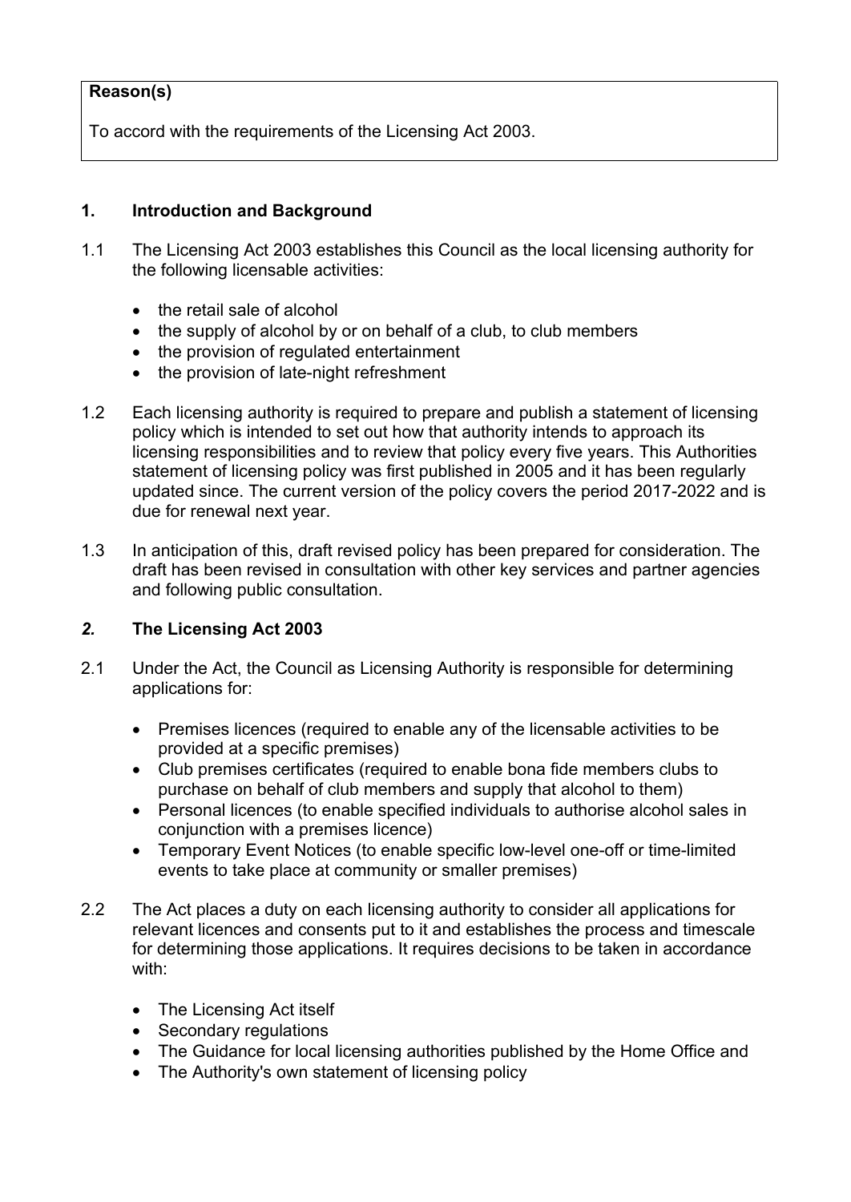**Reason(s)**

To accord with the requirements of the Licensing Act 2003.

## 1. Introduction and Background

1.1 The Licensing Act 2003 establishes this Council as the local licensing authority for the following licensable activities:

- the retail sale of alcohol
- the supply of alcohol by or on behalf of a club, to club members
- the provision of regulated entertainment
- the provision of late-night refreshment

1.2 Each licensing authority is required to prepare and publish a statement of licensing policy which is intended to set out how that authority intends to approach its licensing responsibilities and to review that policy every five years. This Authorities statement of licensing policy was first published in 2005 and it has been regularly updated since. The current version of the policy covers the period 2017-2022 and is due for renewal next year.

1.3 In anticipation of this, draft revised policy has been prepared for consideration. The draft has been revised in consultation with other key services and partner agencies and following public consultation.

## *2.* The Licensing Act 2003

2.1 Under the Act, the Council as Licensing Authority is responsible for determining applications for:

- Premises licences (required to enable any of the licensable activities to be provided at a specific premises)
- Club premises certificates (required to enable bona fide members clubs to purchase on behalf of club members and supply that alcohol to them)
- Personal licences (to enable specified individuals to authorise alcohol sales in conjunction with a premises licence)
- Temporary Event Notices (to enable specific low-level one-off or time-limited events to take place at community or smaller premises)

2.2 The Act places a duty on each licensing authority to consider all applications for relevant licences and consents put to it and establishes the process and timescale for determining those applications. It requires decisions to be taken in accordance with:

- The Licensing Act itself
- Secondary regulations
- The Guidance for local licensing authorities published by the Home Office and
- The Authority's own statement of licensing policy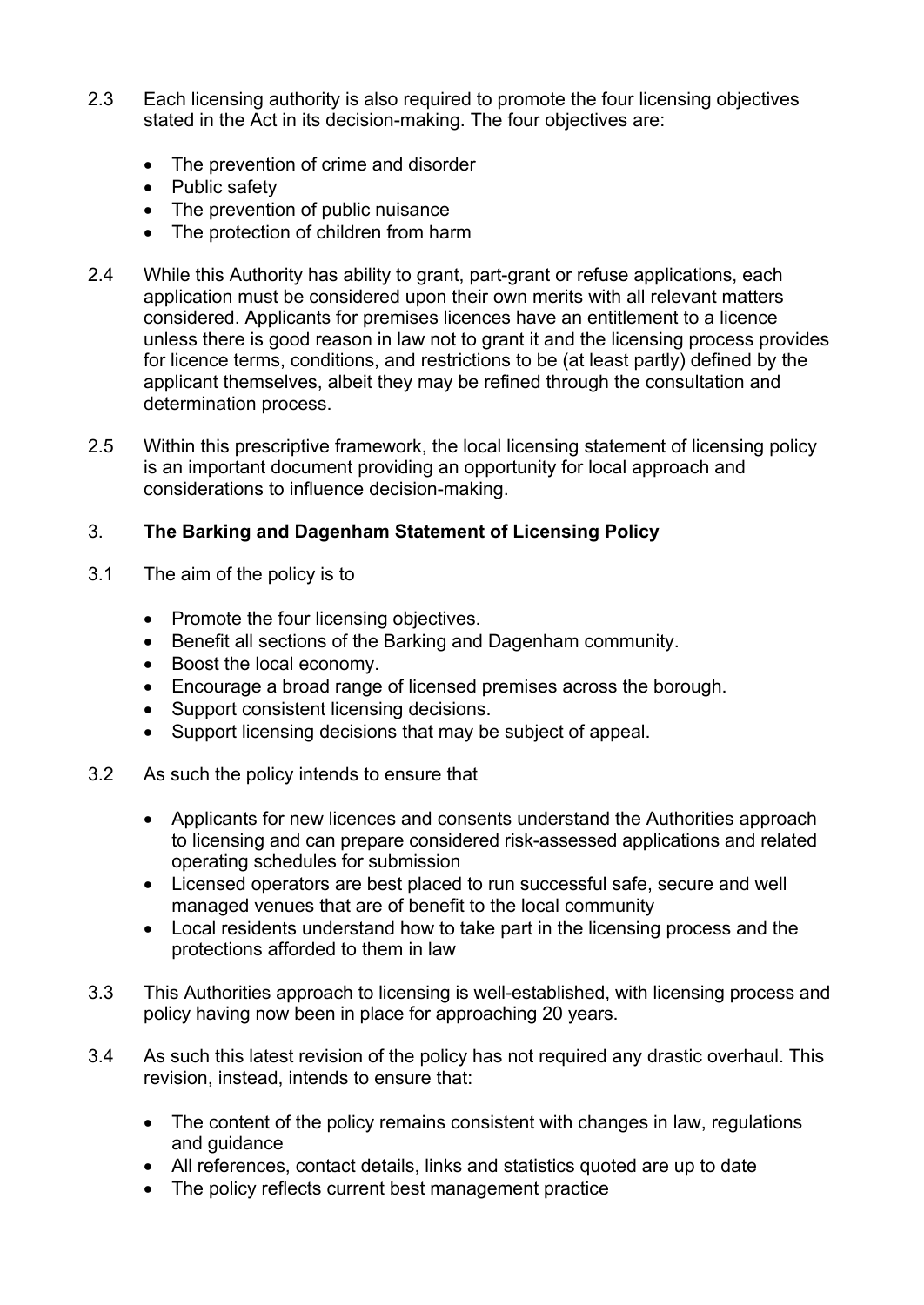2.3 Each licensing authority is also required to promote the four licensing objectives stated in the Act in its decision-making. The four objectives are:

- The prevention of crime and disorder
- Public safety
- The prevention of public nuisance
- The protection of children from harm

2.4 While this Authority has ability to grant, part-grant or refuse applications, each application must be considered upon their own merits with all relevant matters considered. Applicants for premises licences have an entitlement to a licence unless there is good reason in law not to grant it and the licensing process provides for licence terms, conditions, and restrictions to be (at least partly) defined by the applicant themselves, albeit they may be refined through the consultation and determination process.

2.5 Within this prescriptive framework, the local licensing statement of licensing policy is an important document providing an opportunity for local approach and considerations to influence decision-making.

## 3. The Barking and Dagenham Statement of Licensing Policy

3.1 The aim of the policy is to

- Promote the four licensing objectives.
- Benefit all sections of the Barking and Dagenham community.
- Boost the local economy.
- Encourage a broad range of licensed premises across the borough.
- Support consistent licensing decisions.
- Support licensing decisions that may be subject of appeal.

3.2 As such the policy intends to ensure that

- Applicants for new licences and consents understand the Authorities approach to licensing and can prepare considered risk-assessed applications and related operating schedules for submission
- Licensed operators are best placed to run successful safe, secure and well managed venues that are of benefit to the local community
- Local residents understand how to take part in the licensing process and the protections afforded to them in law

3.3 This Authorities approach to licensing is well-established, with licensing process and policy having now been in place for approaching 20 years.

3.4 As such this latest revision of the policy has not required any drastic overhaul. This revision, instead, intends to ensure that:

- The content of the policy remains consistent with changes in law, regulations and guidance
- All references, contact details, links and statistics quoted are up to date
- The policy reflects current best management practice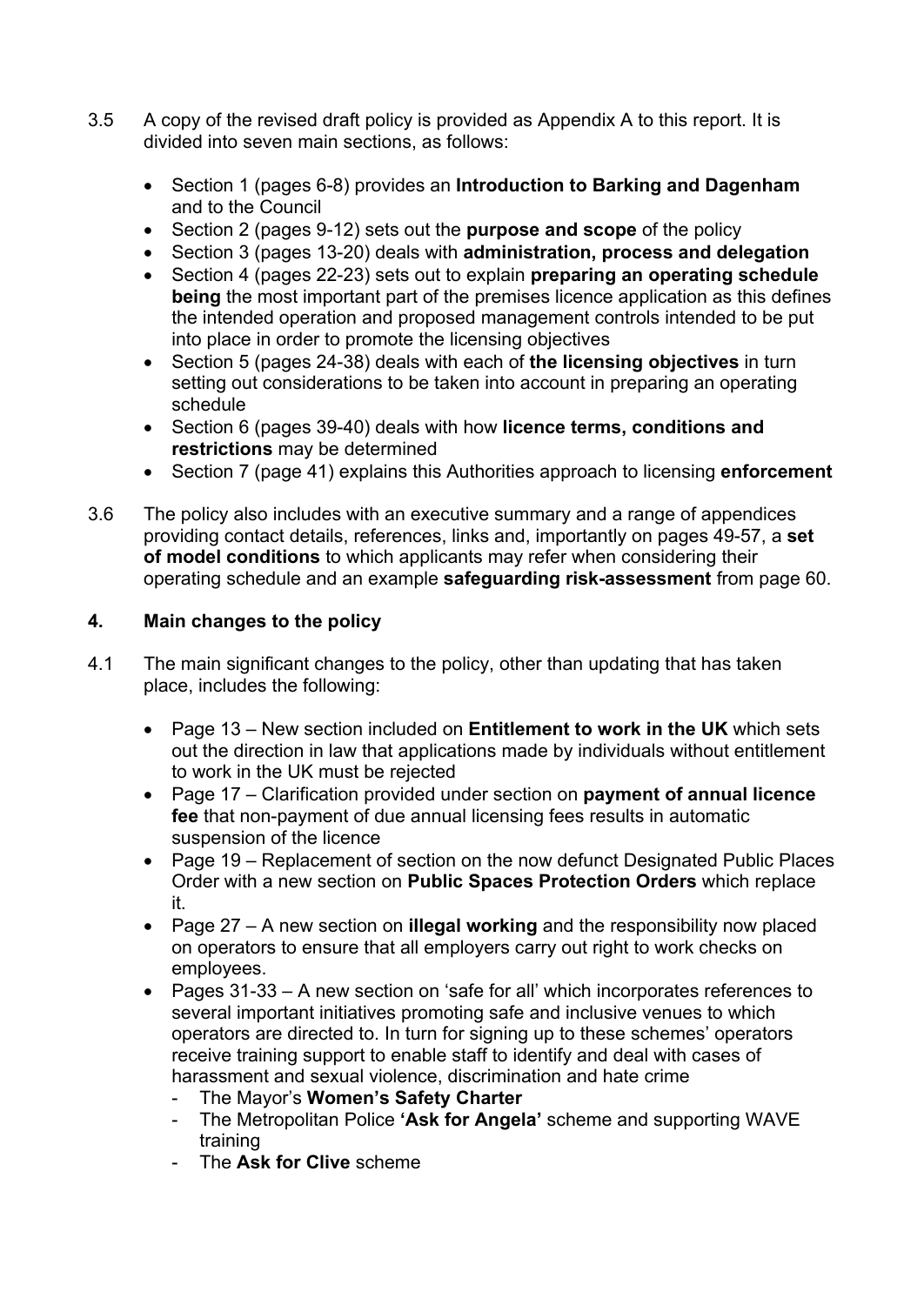3.5 A copy of the revised draft policy is provided as Appendix A to this report. It is divided into seven main sections, as follows:

- Section 1 (pages 6-8) provides an **Introduction to Barking and Dagenham** and to the Council
- Section 2 (pages 9-12) sets out the **purpose and scope** of the policy
- Section 3 (pages 13-20) deals with **administration, process and delegation**
- Section 4 (pages 22-23) sets out to explain **preparing an operating schedule being** the most important part of the premises licence application as this defines the intended operation and proposed management controls intended to be put into place in order to promote the licensing objectives
- Section 5 (pages 24-38) deals with each of **the licensing objectives** in turn setting out considerations to be taken into account in preparing an operating schedule
- Section 6 (pages 39-40) deals with how **licence terms, conditions and restrictions** may be determined
- Section 7 (page 41) explains this Authorities approach to licensing **enforcement**

3.6 The policy also includes with an executive summary and a range of appendices providing contact details, references, links and, importantly on pages 49-57, a **set of model conditions** to which applicants may refer when considering their operating schedule and an example **safeguarding risk-assessment** from page 60.

## 4. Main changes to the policy

4.1 The main significant changes to the policy, other than updating that has taken place, includes the following:

- Page 13 – New section included on **Entitlement to work in the UK** which sets out the direction in law that applications made by individuals without entitlement to work in the UK must be rejected
- Page 17 – Clarification provided under section on **payment of annual licence fee** that non-payment of due annual licensing fees results in automatic suspension of the licence
- Page 19 – Replacement of section on the now defunct Designated Public Places Order with a new section on **Public Spaces Protection Orders** which replace it.
- Page 27 – A new section on **illegal working** and the responsibility now placed on operators to ensure that all employers carry out right to work checks on employees.
- Pages 31-33 – A new section on 'safe for all' which incorporates references to several important initiatives promoting safe and inclusive venues to which operators are directed to. In turn for signing up to these schemes' operators receive training support to enable staff to identify and deal with cases of harassment and sexual violence, discrimination and hate crime
  - The Mayor's **Women's Safety Charter**
  - The Metropolitan Police **'Ask for Angela'** scheme and supporting WAVE training
  - The **Ask for Clive** scheme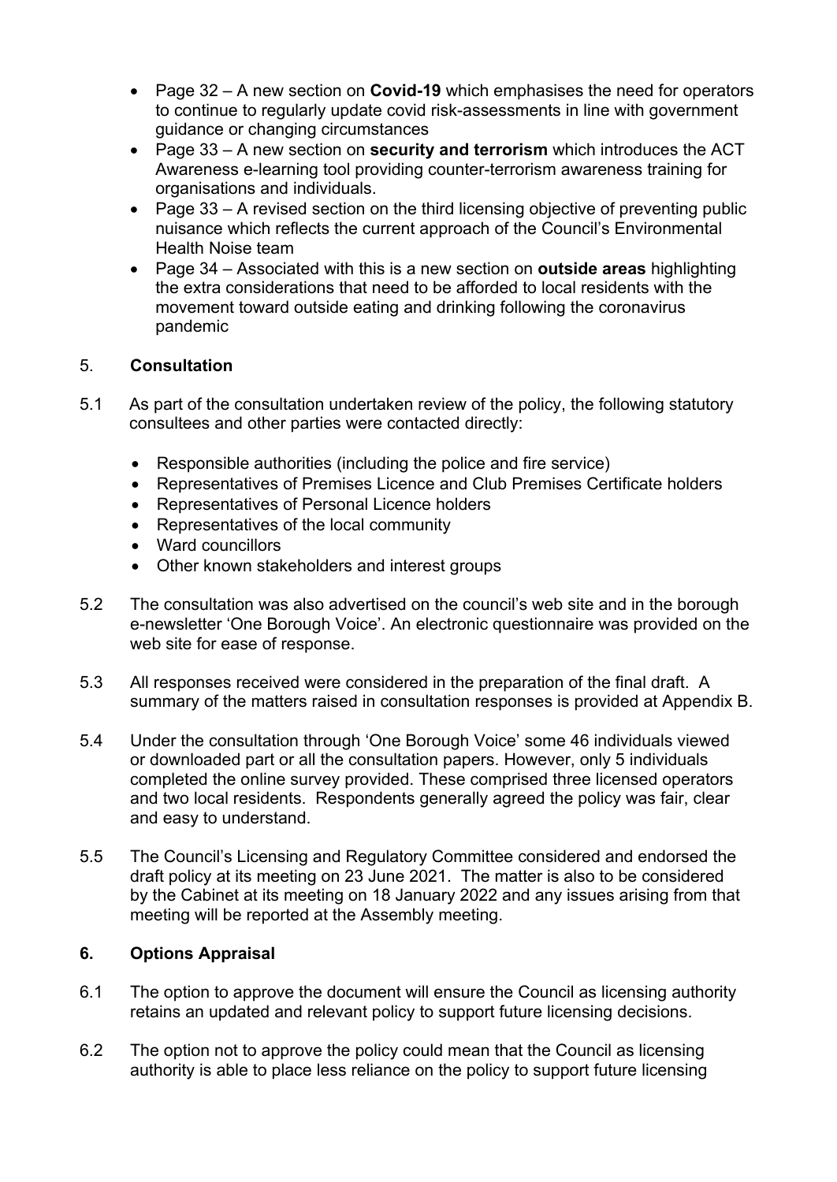- Page 32 – A new section on **Covid-19** which emphasises the need for operators to continue to regularly update covid risk-assessments in line with government guidance or changing circumstances
- Page 33 – A new section on **security and terrorism** which introduces the ACT Awareness e-learning tool providing counter-terrorism awareness training for organisations and individuals.
- Page 33 – A revised section on the third licensing objective of preventing public nuisance which reflects the current approach of the Council's Environmental Health Noise team
- Page 34 – Associated with this is a new section on **outside areas** highlighting the extra considerations that need to be afforded to local residents with the movement toward outside eating and drinking following the coronavirus pandemic

## 5. Consultation

5.1 As part of the consultation undertaken review of the policy, the following statutory consultees and other parties were contacted directly:

- Responsible authorities (including the police and fire service)
- Representatives of Premises Licence and Club Premises Certificate holders
- Representatives of Personal Licence holders
- Representatives of the local community
- Ward councillors
- Other known stakeholders and interest groups

5.2 The consultation was also advertised on the council's web site and in the borough e-newsletter 'One Borough Voice'. An electronic questionnaire was provided on the web site for ease of response.

5.3 All responses received were considered in the preparation of the final draft. A summary of the matters raised in consultation responses is provided at Appendix B.

5.4 Under the consultation through 'One Borough Voice' some 46 individuals viewed or downloaded part or all the consultation papers. However, only 5 individuals completed the online survey provided. These comprised three licensed operators and two local residents. Respondents generally agreed the policy was fair, clear and easy to understand.

5.5 The Council's Licensing and Regulatory Committee considered and endorsed the draft policy at its meeting on 23 June 2021. The matter is also to be considered by the Cabinet at its meeting on 18 January 2022 and any issues arising from that meeting will be reported at the Assembly meeting.

## 6. Options Appraisal

6.1 The option to approve the document will ensure the Council as licensing authority retains an updated and relevant policy to support future licensing decisions.

6.2 The option not to approve the policy could mean that the Council as licensing authority is able to place less reliance on the policy to support future licensing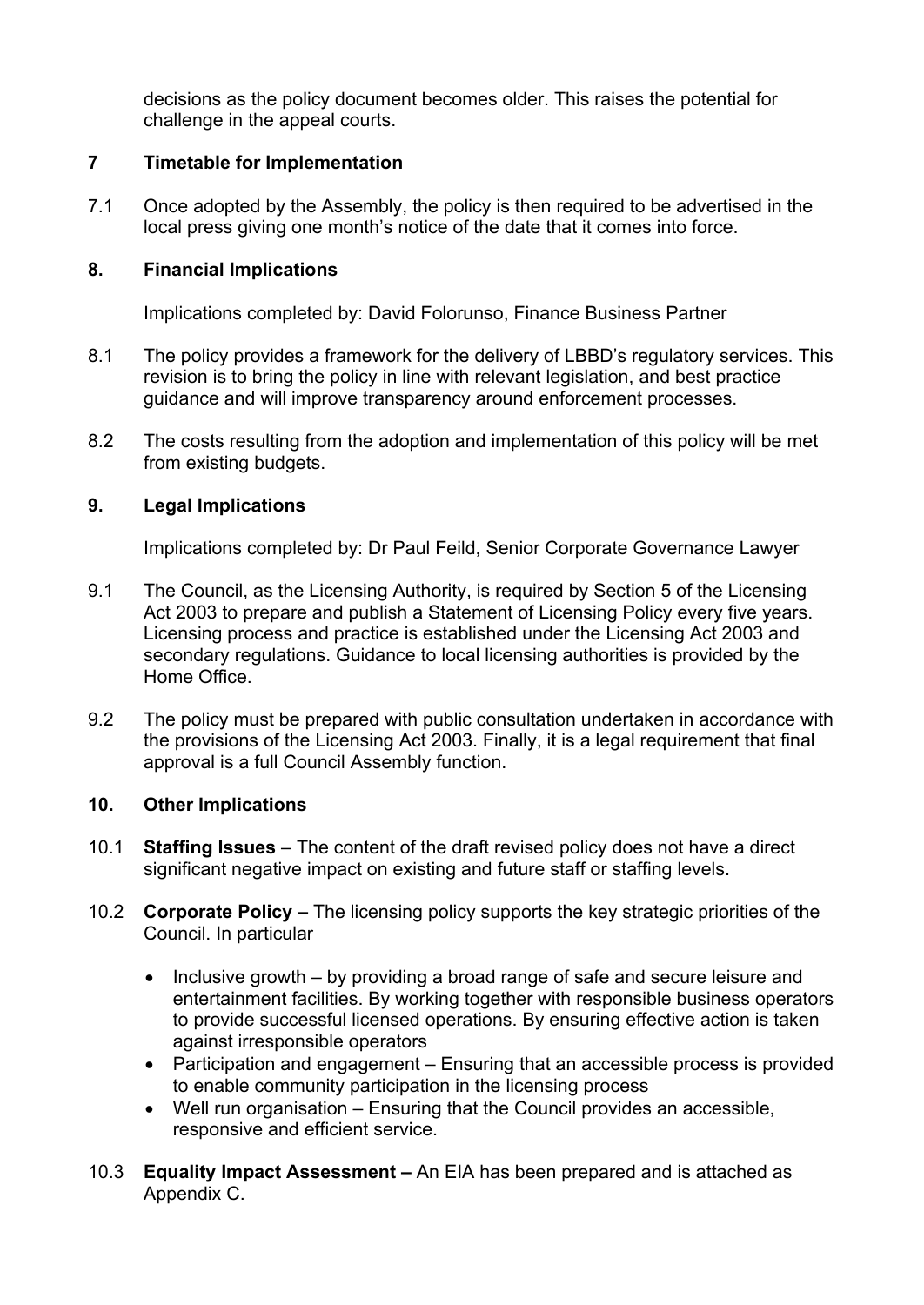decisions as the policy document becomes older. This raises the potential for challenge in the appeal courts.

## 7 Timetable for Implementation

7.1 Once adopted by the Assembly, the policy is then required to be advertised in the local press giving one month's notice of the date that it comes into force.

## 8. Financial Implications

Implications completed by: David Folorunso, Finance Business Partner

8.1 The policy provides a framework for the delivery of LBBD's regulatory services. This revision is to bring the policy in line with relevant legislation, and best practice guidance and will improve transparency around enforcement processes.

8.2 The costs resulting from the adoption and implementation of this policy will be met from existing budgets.

## 9. Legal Implications

Implications completed by: Dr Paul Feild, Senior Corporate Governance Lawyer

9.1 The Council, as the Licensing Authority, is required by Section 5 of the Licensing Act 2003 to prepare and publish a Statement of Licensing Policy every five years. Licensing process and practice is established under the Licensing Act 2003 and secondary regulations. Guidance to local licensing authorities is provided by the Home Office.

9.2 The policy must be prepared with public consultation undertaken in accordance with the provisions of the Licensing Act 2003. Finally, it is a legal requirement that final approval is a full Council Assembly function.

## 10. Other Implications

10.1 **Staffing Issues** – The content of the draft revised policy does not have a direct significant negative impact on existing and future staff or staffing levels.

10.2 **Corporate Policy –** The licensing policy supports the key strategic priorities of the Council. In particular

- Inclusive growth – by providing a broad range of safe and secure leisure and entertainment facilities. By working together with responsible business operators to provide successful licensed operations. By ensuring effective action is taken against irresponsible operators
- Participation and engagement – Ensuring that an accessible process is provided to enable community participation in the licensing process
- Well run organisation – Ensuring that the Council provides an accessible, responsive and efficient service.

10.3 **Equality Impact Assessment –** An EIA has been prepared and is attached as Appendix C.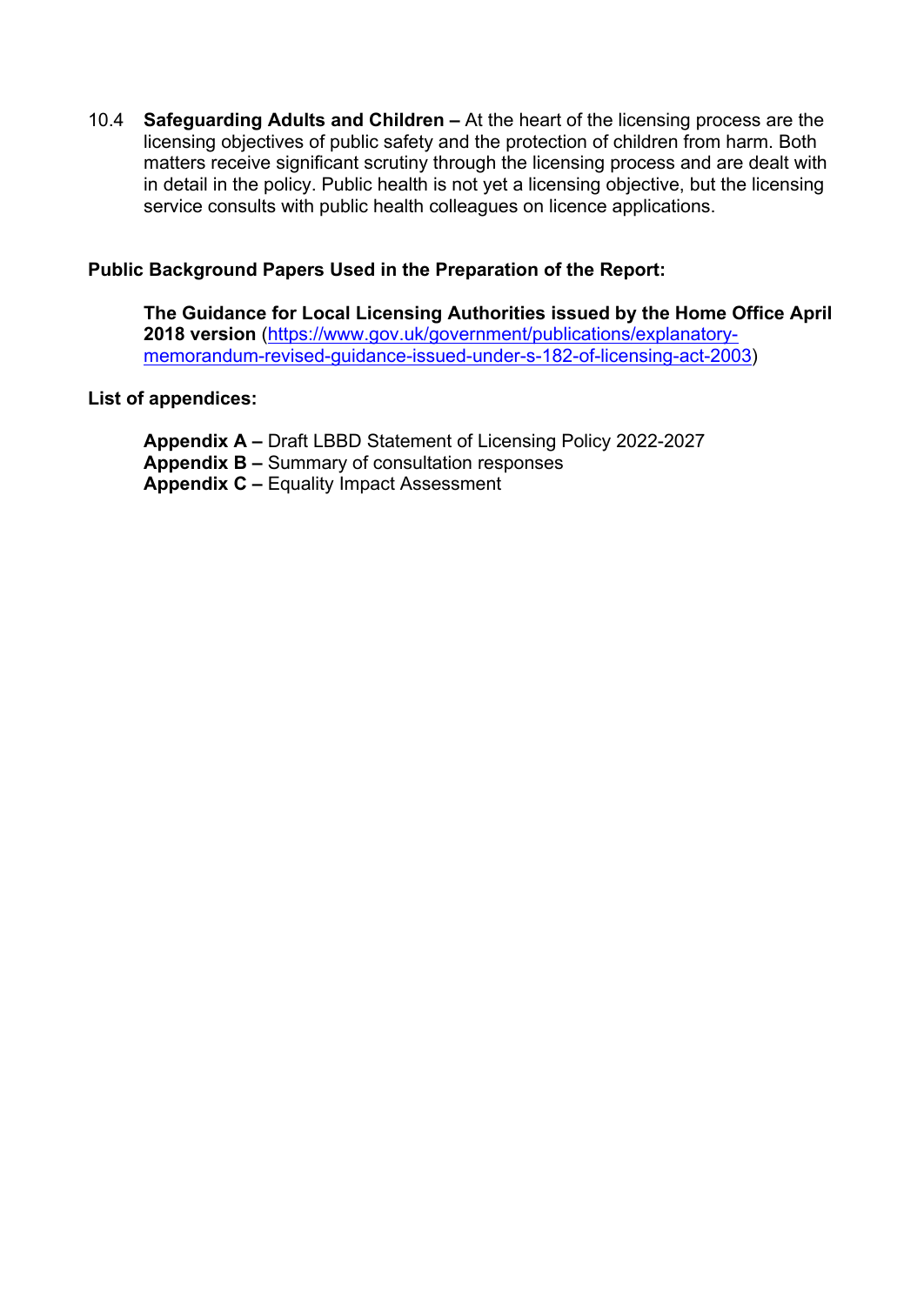10.4 **Safeguarding Adults and Children –** At the heart of the licensing process are the licensing objectives of public safety and the protection of children from harm. Both matters receive significant scrutiny through the licensing process and are dealt with in detail in the policy. Public health is not yet a licensing objective, but the licensing service consults with public health colleagues on licence applications.

**Public Background Papers Used in the Preparation of the Report:**

**The Guidance for Local Licensing Authorities issued by the Home Office April 2018 version** (https://www.gov.uk/government/publications/explanatory-memorandum-revised-guidance-issued-under-s-182-of-licensing-act-2003)

**List of appendices:**

**Appendix A –** Draft LBBD Statement of Licensing Policy 2022-2027
**Appendix B –** Summary of consultation responses
**Appendix C –** Equality Impact Assessment